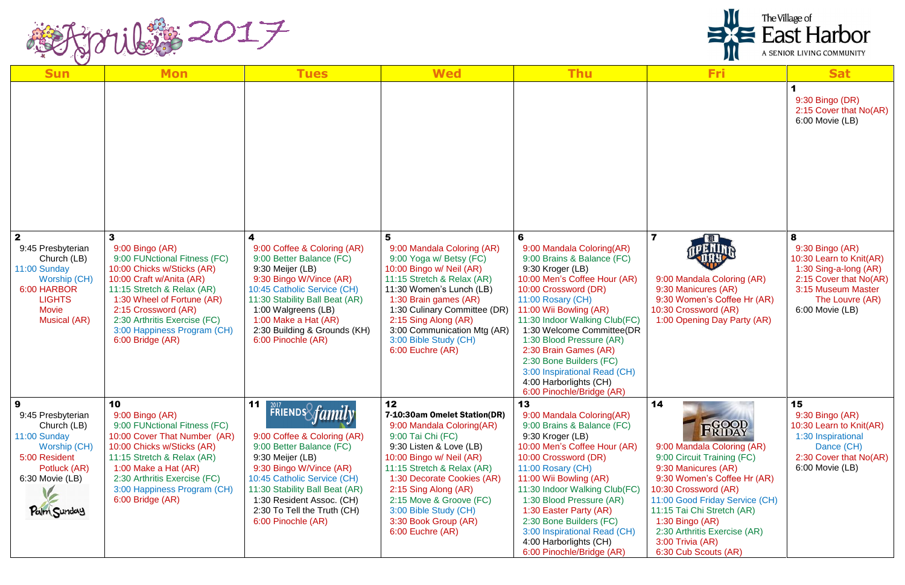# April 2017

The Village of East Harbor
A SENIOR LIVING COMMUNITY

| Sun | Mon | Tues | Wed | Thu | Fri | Sat |
|---|---|---|---|---|---|---|
| | | | | | | **1**<br>9:30 Bingo (DR)<br>2:15 Cover that No(AR)<br>6:00 Movie (LB) |
| **2**<br>9:45 Presbyterian Church (LB)<br>11:00 Sunday Worship (CH)<br>6:00 HARBOR LIGHTS Movie Musical (AR) | **3**<br>9:00 Bingo (AR)<br>9:00 FUNctional Fitness (FC)<br>10:00 Chicks w/Sticks (AR)<br>10:00 Craft w/Anita (AR)<br>11:15 Stretch & Relax (AR)<br>1:30 Wheel of Fortune (AR)<br>2:15 Crossword (AR)<br>2:30 Arthritis Exercise (FC)<br>3:00 Happiness Program (CH)<br>6:00 Bridge (AR) | **4**<br>9:00 Coffee & Coloring (AR)<br>9:00 Better Balance (FC)<br>9:30 Meijer (LB)<br>9:30 Bingo W/Vince (AR)<br>10:45 Catholic Service (CH)<br>11:30 Stability Ball Beat (AR)<br>1:00 Walgreens (LB)<br>1:00 Make a Hat (AR)<br>2:30 Building & Grounds (KH)<br>6:00 Pinochle (AR) | **5**<br>9:00 Mandala Coloring (AR)<br>9:00 Yoga w/ Betsy (FC)<br>10:00 Bingo w/ Neil (AR)<br>11:15 Stretch & Relax (AR)<br>11:30 Women's Lunch (LB)<br>1:30 Brain games (AR)<br>1:30 Culinary Committee (DR)<br>2:15 Sing Along (AR)<br>3:00 Communication Mtg (AR)<br>3:00 Bible Study (CH)<br>6:00 Euchre (AR) | **6**<br>9:00 Mandala Coloring(AR)<br>9:00 Brains & Balance (FC)<br>9:30 Kroger (LB)<br>10:00 Men's Coffee Hour (AR)<br>10:00 Crossword (DR)<br>11:00 Rosary (CH)<br>11:00 Wii Bowling (AR)<br>11:30 Indoor Walking Club(FC)<br>1:30 Welcome Committee(DR<br>1:30 Blood Pressure (AR)<br>2:30 Brain Games (AR)<br>2:30 Bone Builders (FC)<br>3:00 Inspirational Read (CH)<br>4:00 Harborlights (CH)<br>6:00 Pinochle/Bridge (AR) | **7**<br>OPENING DAY<br>9:00 Mandala Coloring (AR)<br>9:30 Manicures (AR)<br>9:30 Women's Coffee Hr (AR)<br>10:30 Crossword (AR)<br>1:00 Opening Day Party (AR) | **8**<br>9:30 Bingo (AR)<br>10:30 Learn to Knit(AR)<br>1:30 Sing-a-long (AR)<br>2:15 Cover that No(AR)<br>3:15 Museum Master The Louvre (AR)<br>6:00 Movie (LB) |
| **9**<br>9:45 Presbyterian Church (LB)<br>11:00 Sunday Worship (CH)<br>5:00 Resident Potluck (AR)<br>6:30 Movie (LB)<br>Palm Sunday | **10**<br>9:00 Bingo (AR)<br>9:00 FUNctional Fitness (FC)<br>10:00 Cover That Number (AR)<br>10:00 Chicks w/Sticks (AR)<br>11:15 Stretch & Relax (AR)<br>1:00 Make a Hat (AR)<br>2:30 Arthritis Exercise (FC)<br>3:00 Happiness Program (CH)<br>6:00 Bridge (AR) | **11**<br>2017 FRIENDS & family<br>9:00 Coffee & Coloring (AR)<br>9:00 Better Balance (FC)<br>9:30 Meijer (LB)<br>9:30 Bingo W/Vince (AR)<br>10:45 Catholic Service (CH)<br>11:30 Stability Ball Beat (AR)<br>1:30 Resident Assoc. (CH)<br>2:30 To Tell the Truth (CH)<br>6:00 Pinochle (AR) | **12**<br>**7-10:30am Omelet Station(DR)**<br>9:00 Mandala Coloring(AR)<br>9:00 Tai Chi (FC)<br>9:30 Listen & Love (LB)<br>10:00 Bingo w/ Neil (AR)<br>11:15 Stretch & Relax (AR)<br>1:30 Decorate Cookies (AR)<br>2:15 Sing Along (AR)<br>2:15 Move & Groove (FC)<br>3:00 Bible Study (CH)<br>3:30 Book Group (AR)<br>6:00 Euchre (AR) | **13**<br>9:00 Mandala Coloring(AR)<br>9:00 Brains & Balance (FC)<br>9:30 Kroger (LB)<br>10:00 Men's Coffee Hour (AR)<br>10:00 Crossword (DR)<br>11:00 Rosary (CH)<br>11:00 Wii Bowling (AR)<br>11:30 Indoor Walking Club(FC)<br>1:30 Blood Pressure (AR)<br>1:30 Easter Party (AR)<br>2:30 Bone Builders (FC)<br>3:00 Inspirational Read (CH)<br>4:00 Harborlights (CH)<br>6:00 Pinochle/Bridge (AR) | **14**<br>GOOD FRIDAY<br>9:00 Mandala Coloring (AR)<br>9:00 Circuit Training (FC)<br>9:30 Manicures (AR)<br>9:30 Women's Coffee Hr (AR)<br>10:30 Crossword (AR)<br>11:00 Good Friday Service (CH)<br>11:15 Tai Chi Stretch (AR)<br>1:30 Bingo (AR)<br>2:30 Arthritis Exercise (AR)<br>3:00 Trivia (AR)<br>6:30 Cub Scouts (AR) | **15**<br>9:30 Bingo (AR)<br>10:30 Learn to Knit(AR)<br>1:30 Inspirational Dance (CH)<br>2:30 Cover that No(AR)<br>6:00 Movie (LB) |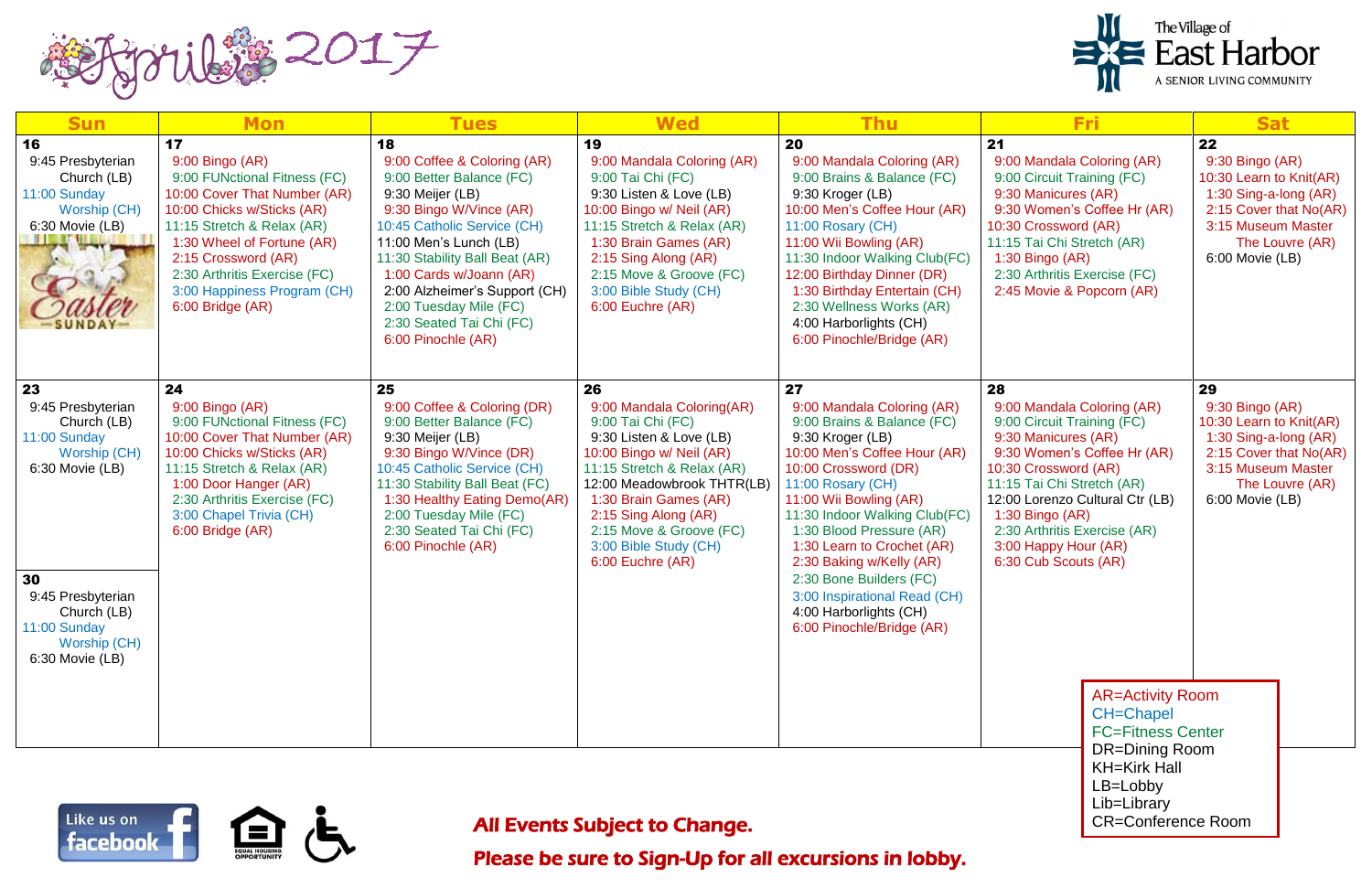# April 2017

The Village of East Harbor
A SENIOR LIVING COMMUNITY

| Sun | Mon | Tues | Wed | Thu | Fri | Sat |
|---|---|---|---|---|---|---|
| **16**<br>9:45 Presbyterian Church (LB)<br>11:00 Sunday Worship (CH)<br>6:30 Movie (LB)<br>Easter SUNDAY | **17**<br>9:00 Bingo (AR)<br>9:00 FUNctional Fitness (FC)<br>10:00 Cover That Number (AR)<br>10:00 Chicks w/Sticks (AR)<br>11:15 Stretch & Relax (AR)<br>1:30 Wheel of Fortune (AR)<br>2:15 Crossword (AR)<br>2:30 Arthritis Exercise (FC)<br>3:00 Happiness Program (CH)<br>6:00 Bridge (AR) | **18**<br>9:00 Coffee & Coloring (AR)<br>9:00 Better Balance (FC)<br>9:30 Meijer (LB)<br>9:30 Bingo W/Vince (AR)<br>10:45 Catholic Service (CH)<br>11:00 Men's Lunch (LB)<br>11:30 Stability Ball Beat (AR)<br>1:00 Cards w/Joann (AR)<br>2:00 Alzheimer's Support (CH)<br>2:00 Tuesday Mile (FC)<br>2:30 Seated Tai Chi (FC)<br>6:00 Pinochle (AR) | **19**<br>9:00 Mandala Coloring (AR)<br>9:00 Tai Chi (FC)<br>9:30 Listen & Love (LB)<br>10:00 Bingo w/ Neil (AR)<br>11:15 Stretch & Relax (AR)<br>1:30 Brain Games (AR)<br>2:15 Sing Along (AR)<br>2:15 Move & Groove (FC)<br>3:00 Bible Study (CH)<br>6:00 Euchre (AR) | **20**<br>9:00 Mandala Coloring (AR)<br>9:00 Brains & Balance (FC)<br>9:30 Kroger (LB)<br>10:00 Men's Coffee Hour (AR)<br>11:00 Rosary (CH)<br>11:00 Wii Bowling (AR)<br>11:30 Indoor Walking Club(FC)<br>12:00 Birthday Dinner (DR)<br>1:30 Birthday Entertain (CH)<br>2:30 Wellness Works (AR)<br>4:00 Harborlights (CH)<br>6:00 Pinochle/Bridge (AR) | **21**<br>9:00 Mandala Coloring (AR)<br>9:00 Circuit Training (FC)<br>9:30 Manicures (AR)<br>9:30 Women's Coffee Hr (AR)<br>10:30 Crossword (AR)<br>11:15 Tai Chi Stretch (AR)<br>1:30 Bingo (AR)<br>2:30 Arthritis Exercise (FC)<br>2:45 Movie & Popcorn (AR) | **22**<br>9:30 Bingo (AR)<br>10:30 Learn to Knit(AR)<br>1:30 Sing-a-long (AR)<br>2:15 Cover that No(AR)<br>3:15 Museum Master The Louvre (AR)<br>6:00 Movie (LB) |
| **23**<br>9:45 Presbyterian Church (LB)<br>11:00 Sunday Worship (CH)<br>6:30 Movie (LB)<br><br>**30**<br>9:45 Presbyterian Church (LB)<br>11:00 Sunday Worship (CH)<br>6:30 Movie (LB) | **24**<br>9:00 Bingo (AR)<br>9:00 FUNctional Fitness (FC)<br>10:00 Cover That Number (AR)<br>10:00 Chicks w/Sticks (AR)<br>11:15 Stretch & Relax (AR)<br>1:00 Door Hanger (AR)<br>2:30 Arthritis Exercise (FC)<br>3:00 Chapel Trivia (CH)<br>6:00 Bridge (AR) | **25**<br>9:00 Coffee & Coloring (DR)<br>9:00 Better Balance (FC)<br>9:30 Meijer (LB)<br>9:30 Bingo W/Vince (DR)<br>10:45 Catholic Service (CH)<br>11:30 Stability Ball Beat (FC)<br>1:30 Healthy Eating Demo(AR)<br>2:00 Tuesday Mile (FC)<br>2:30 Seated Tai Chi (FC)<br>6:00 Pinochle (AR) | **26**<br>9:00 Mandala Coloring(AR)<br>9:00 Tai Chi (FC)<br>9:30 Listen & Love (LB)<br>10:00 Bingo w/ Neil (AR)<br>11:15 Stretch & Relax (AR)<br>12:00 Meadowbrook THTR(LB)<br>1:30 Brain Games (AR)<br>2:15 Sing Along (AR)<br>2:15 Move & Groove (FC)<br>3:00 Bible Study (CH)<br>6:00 Euchre (AR) | **27**<br>9:00 Mandala Coloring (AR)<br>9:00 Brains & Balance (FC)<br>9:30 Kroger (LB)<br>10:00 Men's Coffee Hour (AR)<br>10:00 Crossword (DR)<br>11:00 Rosary (CH)<br>11:00 Wii Bowling (AR)<br>11:30 Indoor Walking Club(FC)<br>1:30 Blood Pressure (AR)<br>1:30 Learn to Crochet (AR)<br>2:30 Baking w/Kelly (AR)<br>2:30 Bone Builders (FC)<br>3:00 Inspirational Read (CH)<br>4:00 Harborlights (CH)<br>6:00 Pinochle/Bridge (AR) | **28**<br>9:00 Mandala Coloring (AR)<br>9:00 Circuit Training (FC)<br>9:30 Manicures (AR)<br>9:30 Women's Coffee Hr (AR)<br>10:30 Crossword (AR)<br>11:15 Tai Chi Stretch (AR)<br>12:00 Lorenzo Cultural Ctr (LB)<br>1:30 Bingo (AR)<br>2:30 Arthritis Exercise (AR)<br>3:00 Happy Hour (AR)<br>6:30 Cub Scouts (AR) | **29**<br>9:30 Bingo (AR)<br>10:30 Learn to Knit(AR)<br>1:30 Sing-a-long (AR)<br>2:15 Cover that No(AR)<br>3:15 Museum Master The Louvre (AR)<br>6:00 Movie (LB) |

AR=Activity Room
CH=Chapel
FC=Fitness Center
DR=Dining Room
KH=Kirk Hall
LB=Lobby
Lib=Library
CR=Conference Room

Like us on facebook

EQUAL HOUSING OPPORTUNITY

**All Events Subject to Change.**

**Please be sure to Sign-Up for all excursions in lobby.**